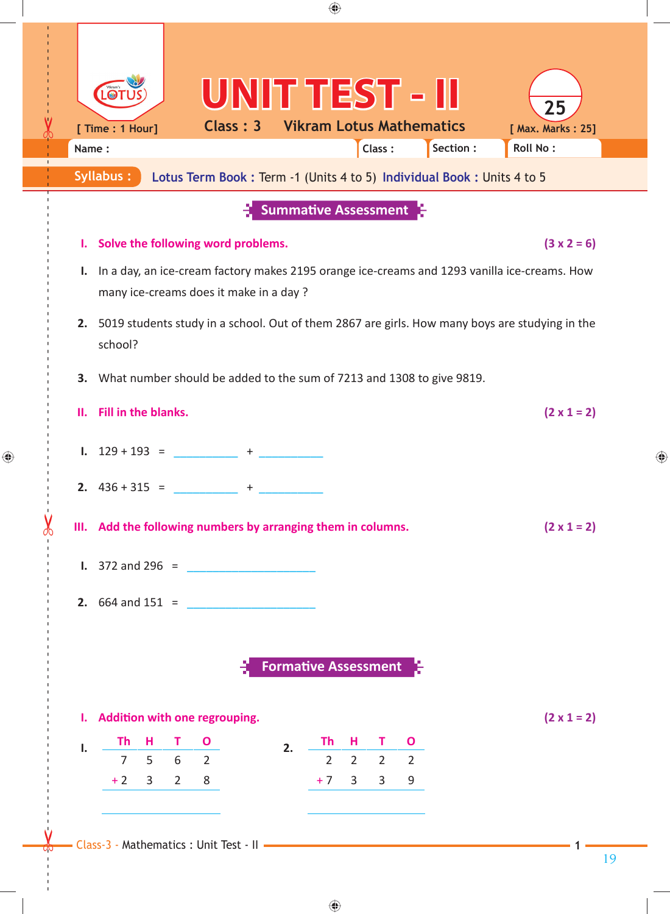# UNIT TEST - II

[ Time : 1 Hour] **Class : 3** **Vikram Lotus Mathematics** [ Max. Marks : 25]

Name : __________ Class : ______ Section : ______ Roll No : ______

**Syllabus :** **Lotus Term Book :** Term -1 (Units 4 to 5) **Individual Book :** Units 4 to 5

## Summative Assessment

**I. Solve the following word problems.** **(3 x 2 = 6)**

1. In a day, an ice-cream factory makes 2195 orange ice-creams and 1293 vanilla ice-creams. How many ice-creams does it make in a day ?

2. 5019 students study in a school. Out of them 2867 are girls. How many boys are studying in the school?

3. What number should be added to the sum of 7213 and 1308 to give 9819.

**II. Fill in the blanks.** **(2 x 1 = 2)**

1. 129 + 193 = __________ + __________

2. 436 + 315 = __________ + __________

**III. Add the following numbers by arranging them in columns.** **(2 x 1 = 2)**

1. 372 and 296 = ____________________

2. 664 and 151 = ____________________

## Formative Assessment

**I. Addition with one regrouping.** **(2 x 1 = 2)**

1.

| Th | H | T | O |
|---|---|---|---|
| 7 | 5 | 6 | 2 |
| + 2 | 3 | 2 | 8 |
| | | | |

2.

| Th | H | T | O |
|---|---|---|---|
| 2 | 2 | 2 | 2 |
| + 7 | 3 | 3 | 9 |
| | | | |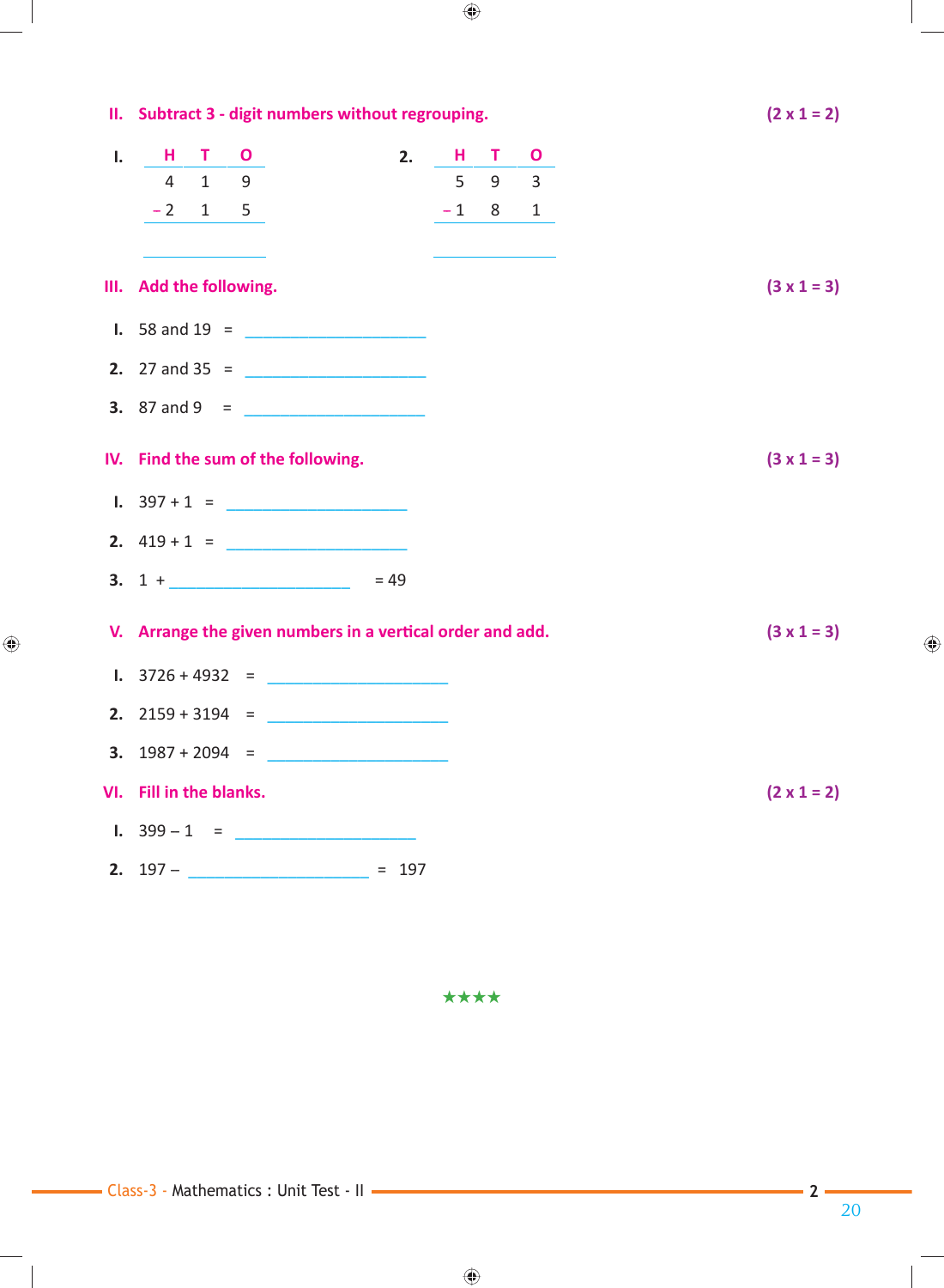## II. Subtract 3 - digit numbers without regrouping. (2 x 1 = 2)

1.

| H | T | O |
|---|---|---|
| 4 | 1 | 9 |
| – 2 | 1 | 5 |
| | | |

2.

| H | T | O |
|---|---|---|
| 5 | 9 | 3 |
| – 1 | 8 | 1 |
| | | |

## III. Add the following. (3 x 1 = 3)

1. 58 and 19 = ______________________
2. 27 and 35 = ______________________
3. 87 and 9 = ______________________

## IV. Find the sum of the following. (3 x 1 = 3)

1. 397 + 1 = ______________________
2. 419 + 1 = ______________________
3. 1 + ______________________ = 49

## V. Arrange the given numbers in a vertical order and add. (3 x 1 = 3)

1. 3726 + 4932 = ______________________
2. 2159 + 3194 = ______________________
3. 1987 + 2094 = ______________________

## VI. Fill in the blanks. (2 x 1 = 2)

1. 399 – 1 = ______________________
2. 197 – ______________________ = 197

★★★★